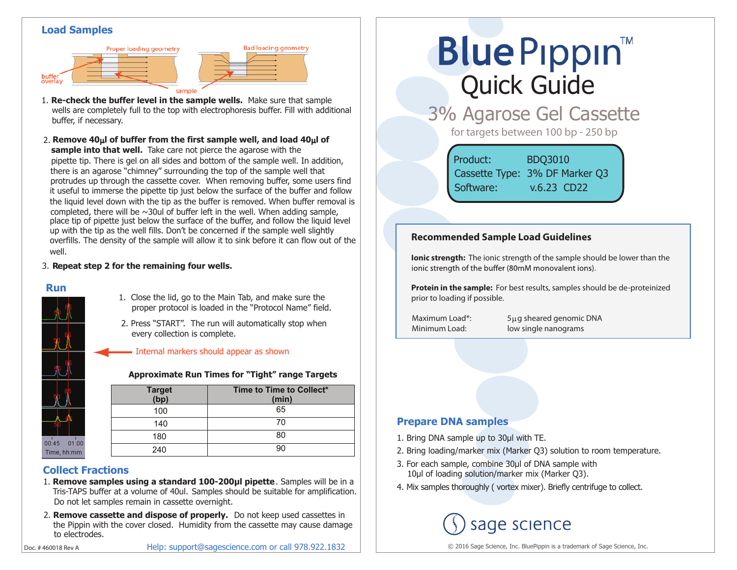# BluePippin™ Quick Guide

## 3% Agarose Gel Cassette

for targets between 100 bp - 250 bp

Product: BDQ3010
Cassette Type: 3% DF Marker Q3
Software: v.6.23 CD22

### Recommended Sample Load Guidelines

**Ionic strength:** The ionic strength of the sample should be lower than the ionic strength of the buffer (80mM monovalent ions).

**Protein in the sample:** For best results, samples should be de-proteinized prior to loading if possible.

Maximum Load*: 5µg sheared genomic DNA
Minimum Load: low single nanograms

## Prepare DNA samples

1. Bring DNA sample up to 30µl with TE.
2. Bring loading/marker mix (Marker Q3) solution to room temperature.
3. For each sample, combine 30µl of DNA sample with 10µl of loading solution/marker mix (Marker Q3).
4. Mix samples thoroughly ( vortex mixer). Briefly centrifuge to collect.

## Load Samples

Proper loading geometry — Bad loading geometry — buffer overlay — sample

1. **Re-check the buffer level in the sample wells.** Make sure that sample wells are completely full to the top with electrophoresis buffer. Fill with additional buffer, if necessary.
2. **Remove 40µl of buffer from the first sample well, and load 40µl of sample into that well.** Take care not pierce the agarose with the pipette tip. There is gel on all sides and bottom of the sample well. In addition, there is an agarose "chimney" surrounding the top of the sample well that protrudes up through the cassette cover. When removing buffer, some users find it useful to immerse the pipette tip just below the surface of the buffer and follow the liquid level down with the tip as the buffer is removed. When buffer removal is completed, there will be ~30ul of buffer left in the well. When adding sample, place tip of pipette just below the surface of the buffer, and follow the liquid level up with the tip as the well fills. Don't be concerned if the sample well slightly overfills. The density of the sample will allow it to sink before it can flow out of the well.
3. **Repeat step 2 for the remaining four wells.**

## Run

1. Close the lid, go to the Main Tab, and make sure the proper protocol is loaded in the "Protocol Name" field.
2. Press "START". The run will automatically stop when every collection is complete.

Internal markers should appear as shown

00:45 01:00
Time, hh:mm

**Approximate Run Times for "Tight" range Targets**

| Target (bp) | Time to Time to Collect* (min) |
|---|---|
| 100 | 65 |
| 140 | 70 |
| 180 | 80 |
| 240 | 90 |

## Collect Fractions

1. **Remove samples using a standard 100-200µl pipette**. Samples will be in a Tris-TAPS buffer at a volume of 40ul. Samples should be suitable for amplification. Do not let samples remain in cassette overnight.
2. **Remove cassette and dispose of properly.** Do not keep used cassettes in the Pippin with the cover closed. Humidity from the cassette may cause damage to electrodes.

Doc. # 460018 Rev A

Help: support@sagescience.com or call 978.922.1832

sage science

© 2016 Sage Science, Inc. BluePippin is a trademark of Sage Science, Inc.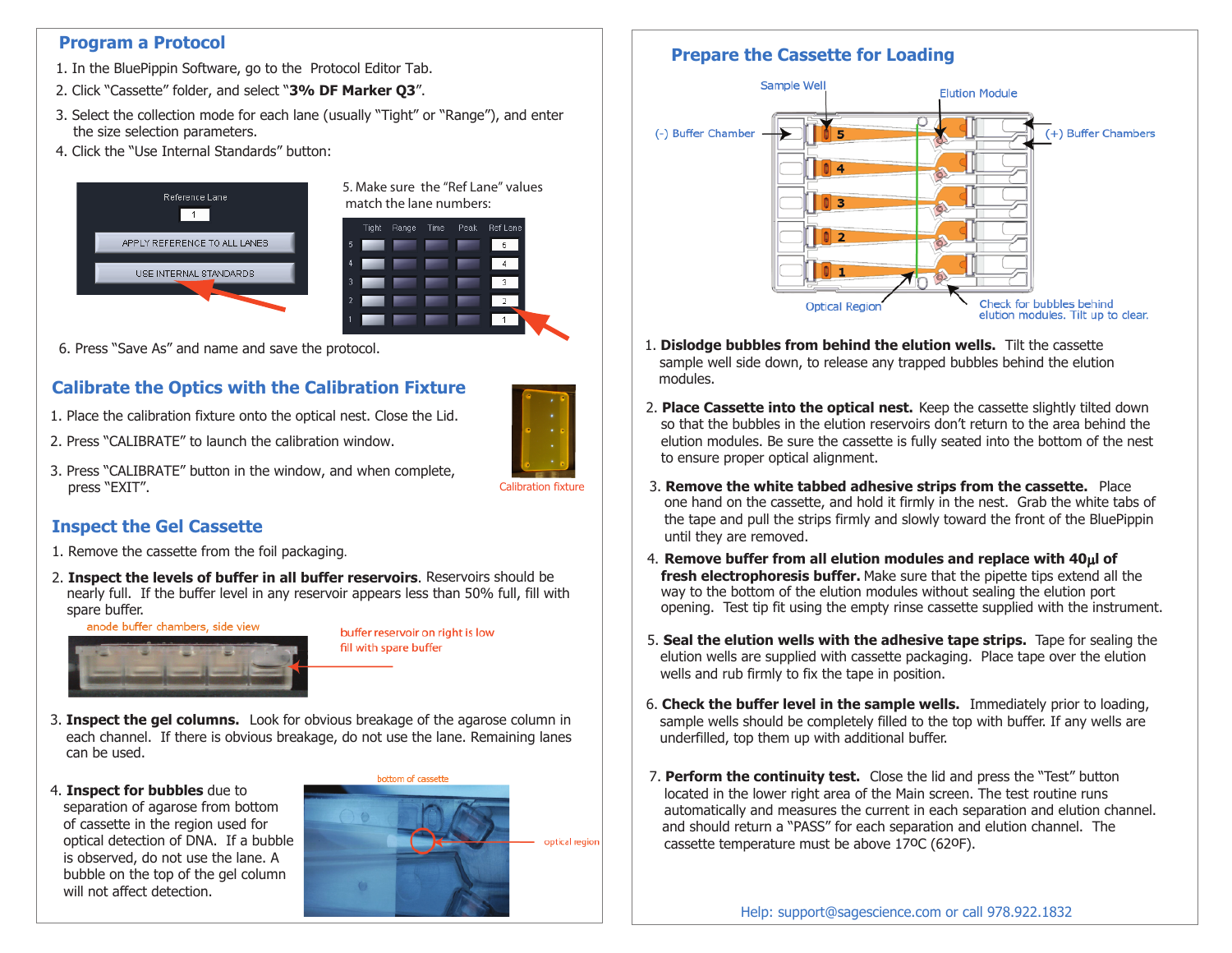## Program a Protocol

1. In the BluePippin Software, go to the Protocol Editor Tab.
2. Click "Cassette" folder, and select "**3% DF Marker Q3**".
3. Select the collection mode for each lane (usually "Tight" or "Range"), and enter the size selection parameters.
4. Click the "Use Internal Standards" button:

Reference Lane
1
APPLY REFERENCE TO ALL LANES
USE INTERNAL STANDARDS

5. Make sure the "Ref Lane" values match the lane numbers:

| | Tight | Range | Time | Peak | Ref Lane |
|---|---|---|---|---|---|
| 5 | | | | | 5 |
| 4 | | | | | 4 |
| 3 | | | | | 3 |
| 2 | | | | | 2 |
| 1 | | | | | 1 |

6. Press "Save As" and name and save the protocol.

## Calibrate the Optics with the Calibration Fixture

1. Place the calibration fixture onto the optical nest. Close the Lid.
2. Press "CALIBRATE" to launch the calibration window.
3. Press "CALIBRATE" button in the window, and when complete, press "EXIT".

Calibration fixture

## Inspect the Gel Cassette

1. Remove the cassette from the foil packaging.
2. **Inspect the levels of buffer in all buffer reservoirs**. Reservoirs should be nearly full. If the buffer level in any reservoir appears less than 50% full, fill with spare buffer.

anode buffer chambers, side view

buffer reservoir on right is low
fill with spare buffer

3. **Inspect the gel columns.** Look for obvious breakage of the agarose column in each channel. If there is obvious breakage, do not use the lane. Remaining lanes can be used.
4. **Inspect for bubbles** due to separation of agarose from bottom of cassette in the region used for optical detection of DNA. If a bubble is observed, do not use the lane. A bubble on the top of the gel column will not affect detection.

bottom of cassette

optical region

## Prepare the Cassette for Loading

Sample Well

Elution Module

(-) Buffer Chamber

(+) Buffer Chambers

5
4
3
2
1

Optical Region

Check for bubbles behind elution modules. Tilt up to clear.

1. **Dislodge bubbles from behind the elution wells.** Tilt the cassette sample well side down, to release any trapped bubbles behind the elution modules.
2. **Place Cassette into the optical nest.** Keep the cassette slightly tilted down so that the bubbles in the elution reservoirs don't return to the area behind the elution modules. Be sure the cassette is fully seated into the bottom of the nest to ensure proper optical alignment.
3. **Remove the white tabbed adhesive strips from the cassette.** Place one hand on the cassette, and hold it firmly in the nest. Grab the white tabs of the tape and pull the strips firmly and slowly toward the front of the BluePippin until they are removed.
4. **Remove buffer from all elution modules and replace with 40μl of fresh electrophoresis buffer.** Make sure that the pipette tips extend all the way to the bottom of the elution modules without sealing the elution port opening. Test tip fit using the empty rinse cassette supplied with the instrument.
5. **Seal the elution wells with the adhesive tape strips.** Tape for sealing the elution wells are supplied with cassette packaging. Place tape over the elution wells and rub firmly to fix the tape in position.
6. **Check the buffer level in the sample wells.** Immediately prior to loading, sample wells should be completely filled to the top with buffer. If any wells are underfilled, top them up with additional buffer.
7. **Perform the continuity test.** Close the lid and press the "Test" button located in the lower right area of the Main screen. The test routine runs automatically and measures the current in each separation and elution channel. and should return a "PASS" for each separation and elution channel. The cassette temperature must be above 17ºC (62ºF).

Help: support@sagescience.com or call 978.922.1832